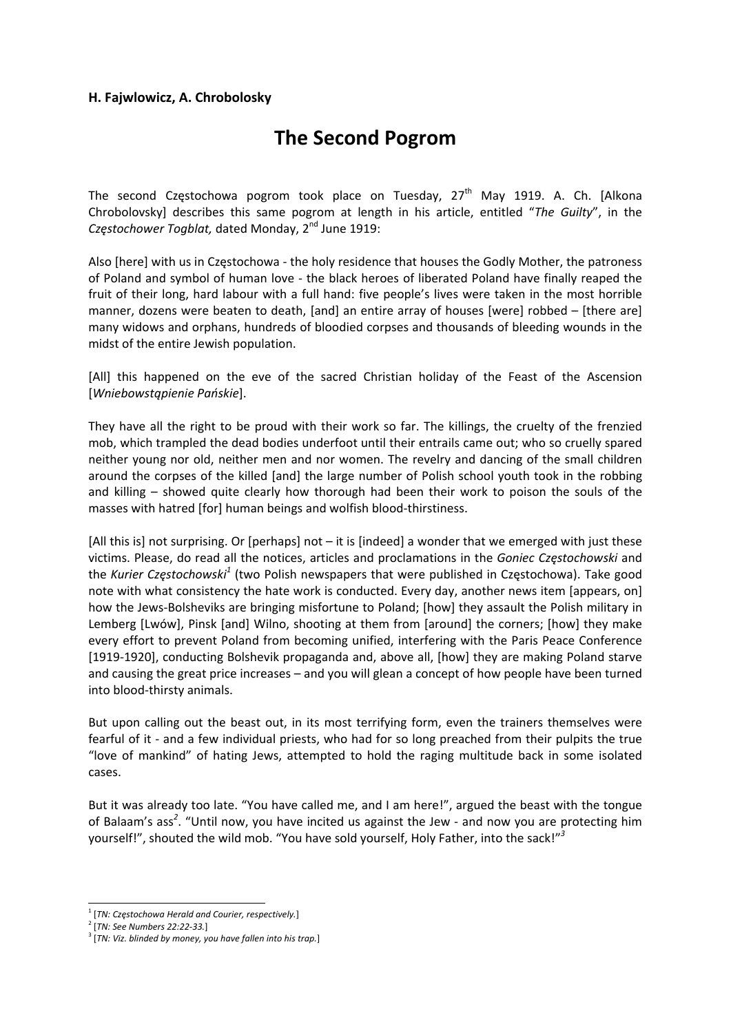**H. Fajwlowicz, A. Chrobolosky**

# The Second Pogrom

The second Częstochowa pogrom took place on Tuesday, 27th May 1919. A. Ch. [Alkona Chrobolovsky] describes this same pogrom at length in his article, entitled "*The Guilty*", in the *Częstochower Togblat,* dated Monday, 2nd June 1919:

Also [here] with us in Częstochowa - the holy residence that houses the Godly Mother, the patroness of Poland and symbol of human love - the black heroes of liberated Poland have finally reaped the fruit of their long, hard labour with a full hand: five people's lives were taken in the most horrible manner, dozens were beaten to death, [and] an entire array of houses [were] robbed – [there are] many widows and orphans, hundreds of bloodied corpses and thousands of bleeding wounds in the midst of the entire Jewish population.

[All] this happened on the eve of the sacred Christian holiday of the Feast of the Ascension [*Wniebowstąpienie Pańskie*].

They have all the right to be proud with their work so far. The killings, the cruelty of the frenzied mob, which trampled the dead bodies underfoot until their entrails came out; who so cruelly spared neither young nor old, neither men and nor women. The revelry and dancing of the small children around the corpses of the killed [and] the large number of Polish school youth took in the robbing and killing – showed quite clearly how thorough had been their work to poison the souls of the masses with hatred [for] human beings and wolfish blood-thirstiness.

[All this is] not surprising. Or [perhaps] not – it is [indeed] a wonder that we emerged with just these victims. Please, do read all the notices, articles and proclamations in the *Goniec Częstochowski* and the *Kurier Częstochowski*[1] (two Polish newspapers that were published in Częstochowa). Take good note with what consistency the hate work is conducted. Every day, another news item [appears, on] how the Jews-Bolsheviks are bringing misfortune to Poland; [how] they assault the Polish military in Lemberg [Lwów], Pinsk [and] Wilno, shooting at them from [around] the corners; [how] they make every effort to prevent Poland from becoming unified, interfering with the Paris Peace Conference [1919-1920], conducting Bolshevik propaganda and, above all, [how] they are making Poland starve and causing the great price increases – and you will glean a concept of how people have been turned into blood-thirsty animals.

But upon calling out the beast out, in its most terrifying form, even the trainers themselves were fearful of it - and a few individual priests, who had for so long preached from their pulpits the true "love of mankind" of hating Jews, attempted to hold the raging multitude back in some isolated cases.

But it was already too late. "You have called me, and I am here!", argued the beast with the tongue of Balaam's ass[2]. "Until now, you have incited us against the Jew - and now you are protecting him yourself!", shouted the wild mob. "You have sold yourself, Holy Father, into the sack!"[3]

---

[1] [*TN: Częstochowa Herald and Courier, respectively.*]

[2] [*TN: See Numbers 22:22-33.*]

[3] [*TN: Viz. blinded by money, you have fallen into his trap.*]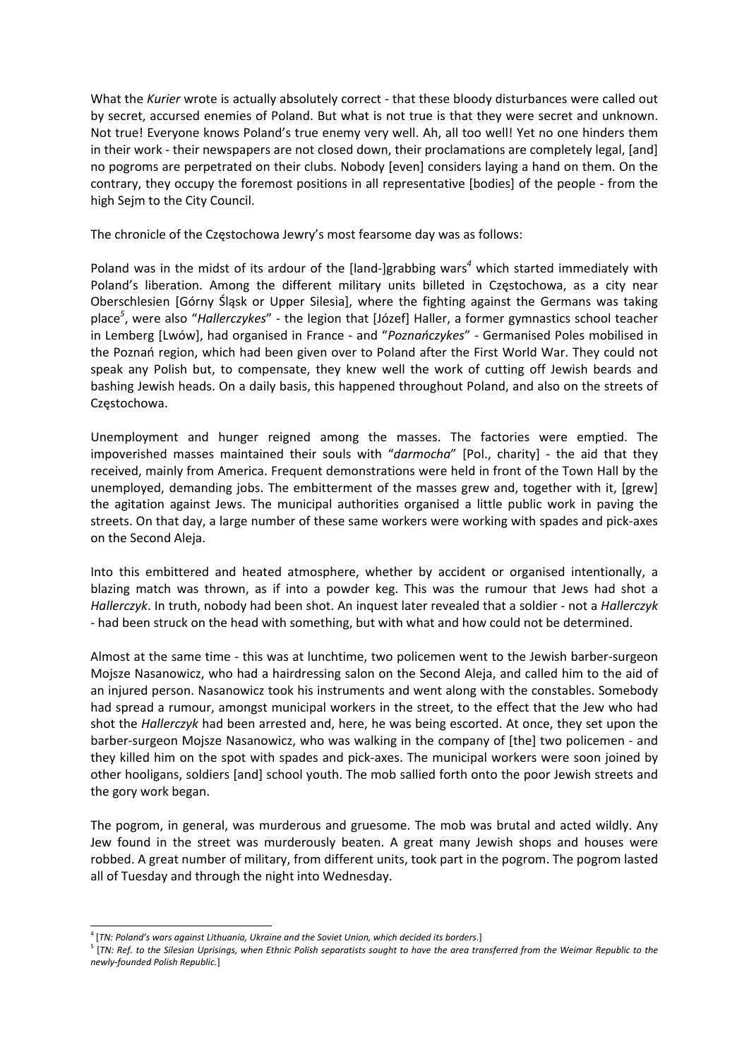What the *Kurier* wrote is actually absolutely correct - that these bloody disturbances were called out by secret, accursed enemies of Poland. But what is not true is that they were secret and unknown. Not true! Everyone knows Poland's true enemy very well. Ah, all too well! Yet no one hinders them in their work - their newspapers are not closed down, their proclamations are completely legal, [and] no pogroms are perpetrated on their clubs. Nobody [even] considers laying a hand on them. On the contrary, they occupy the foremost positions in all representative [bodies] of the people - from the high Sejm to the City Council.

The chronicle of the Częstochowa Jewry's most fearsome day was as follows:

Poland was in the midst of its ardour of the [land-]grabbing wars[4] which started immediately with Poland's liberation. Among the different military units billeted in Częstochowa, as a city near Oberschlesien [Górny Śląsk or Upper Silesia], where the fighting against the Germans was taking place[5], were also "*Hallerczykes*" - the legion that [Józef] Haller, a former gymnastics school teacher in Lemberg [Lwów], had organised in France - and "*Poznańczykes*" - Germanised Poles mobilised in the Poznań region, which had been given over to Poland after the First World War. They could not speak any Polish but, to compensate, they knew well the work of cutting off Jewish beards and bashing Jewish heads. On a daily basis, this happened throughout Poland, and also on the streets of Częstochowa.

Unemployment and hunger reigned among the masses. The factories were emptied. The impoverished masses maintained their souls with "*darmocha*" [Pol., charity] - the aid that they received, mainly from America. Frequent demonstrations were held in front of the Town Hall by the unemployed, demanding jobs. The embitterment of the masses grew and, together with it, [grew] the agitation against Jews. The municipal authorities organised a little public work in paving the streets. On that day, a large number of these same workers were working with spades and pick-axes on the Second Aleja.

Into this embittered and heated atmosphere, whether by accident or organised intentionally, a blazing match was thrown, as if into a powder keg. This was the rumour that Jews had shot a *Hallerczyk*. In truth, nobody had been shot. An inquest later revealed that a soldier - not a *Hallerczyk* - had been struck on the head with something, but with what and how could not be determined.

Almost at the same time - this was at lunchtime, two policemen went to the Jewish barber-surgeon Mojsze Nasanowicz, who had a hairdressing salon on the Second Aleja, and called him to the aid of an injured person. Nasanowicz took his instruments and went along with the constables. Somebody had spread a rumour, amongst municipal workers in the street, to the effect that the Jew who had shot the *Hallerczyk* had been arrested and, here, he was being escorted. At once, they set upon the barber-surgeon Mojsze Nasanowicz, who was walking in the company of [the] two policemen - and they killed him on the spot with spades and pick-axes. The municipal workers were soon joined by other hooligans, soldiers [and] school youth. The mob sallied forth onto the poor Jewish streets and the gory work began.

The pogrom, in general, was murderous and gruesome. The mob was brutal and acted wildly. Any Jew found in the street was murderously beaten. A great many Jewish shops and houses were robbed. A great number of military, from different units, took part in the pogrom. The pogrom lasted all of Tuesday and through the night into Wednesday.

---

[4] [*TN: Poland's wars against Lithuania, Ukraine and the Soviet Union, which decided its borders.*]

[5] [*TN: Ref. to the Silesian Uprisings, when Ethnic Polish separatists sought to have the area transferred from the Weimar Republic to the newly-founded Polish Republic.*]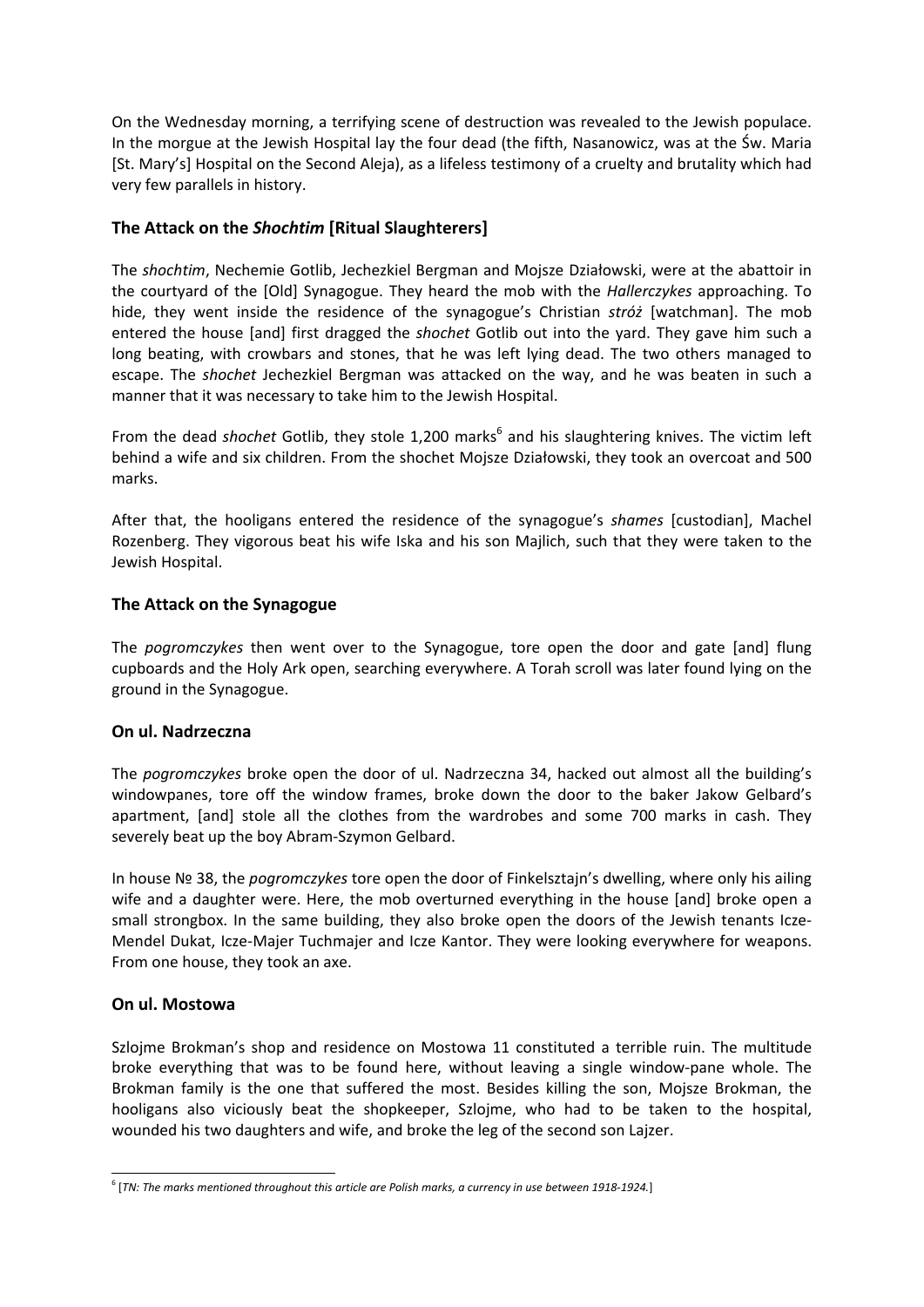On the Wednesday morning, a terrifying scene of destruction was revealed to the Jewish populace. In the morgue at the Jewish Hospital lay the four dead (the fifth, Nasanowicz, was at the Św. Maria [St. Mary's] Hospital on the Second Aleja), as a lifeless testimony of a cruelty and brutality which had very few parallels in history.

### The Attack on the *Shochtim* [Ritual Slaughterers]

The *shochtim*, Nechemie Gotlib, Jechezkiel Bergman and Mojsze Działowski, were at the abattoir in the courtyard of the [Old] Synagogue. They heard the mob with the *Hallerczykes* approaching. To hide, they went inside the residence of the synagogue's Christian *stróż* [watchman]. The mob entered the house [and] first dragged the *shochet* Gotlib out into the yard. They gave him such a long beating, with crowbars and stones, that he was left lying dead. The two others managed to escape. The *shochet* Jechezkiel Bergman was attacked on the way, and he was beaten in such a manner that it was necessary to take him to the Jewish Hospital.

From the dead *shochet* Gotlib, they stole 1,200 marks[6] and his slaughtering knives. The victim left behind a wife and six children. From the shochet Mojsze Działowski, they took an overcoat and 500 marks.

After that, the hooligans entered the residence of the synagogue's *shames* [custodian], Machel Rozenberg. They vigorous beat his wife Iska and his son Majlich, such that they were taken to the Jewish Hospital.

### The Attack on the Synagogue

The *pogromczykes* then went over to the Synagogue, tore open the door and gate [and] flung cupboards and the Holy Ark open, searching everywhere. A Torah scroll was later found lying on the ground in the Synagogue.

### On ul. Nadrzeczna

The *pogromczykes* broke open the door of ul. Nadrzeczna 34, hacked out almost all the building's windowpanes, tore off the window frames, broke down the door to the baker Jakow Gelbard's apartment, [and] stole all the clothes from the wardrobes and some 700 marks in cash. They severely beat up the boy Abram-Szymon Gelbard.

In house № 38, the *pogromczykes* tore open the door of Finkelsztajn's dwelling, where only his ailing wife and a daughter were. Here, the mob overturned everything in the house [and] broke open a small strongbox. In the same building, they also broke open the doors of the Jewish tenants Icze-Mendel Dukat, Icze-Majer Tuchmajer and Icze Kantor. They were looking everywhere for weapons. From one house, they took an axe.

### On ul. Mostowa

Szlojme Brokman's shop and residence on Mostowa 11 constituted a terrible ruin. The multitude broke everything that was to be found here, without leaving a single window-pane whole. The Brokman family is the one that suffered the most. Besides killing the son, Mojsze Brokman, the hooligans also viciously beat the shopkeeper, Szlojme, who had to be taken to the hospital, wounded his two daughters and wife, and broke the leg of the second son Lajzer.

---

[6] [*TN: The marks mentioned throughout this article are Polish marks, a currency in use between 1918-1924.*]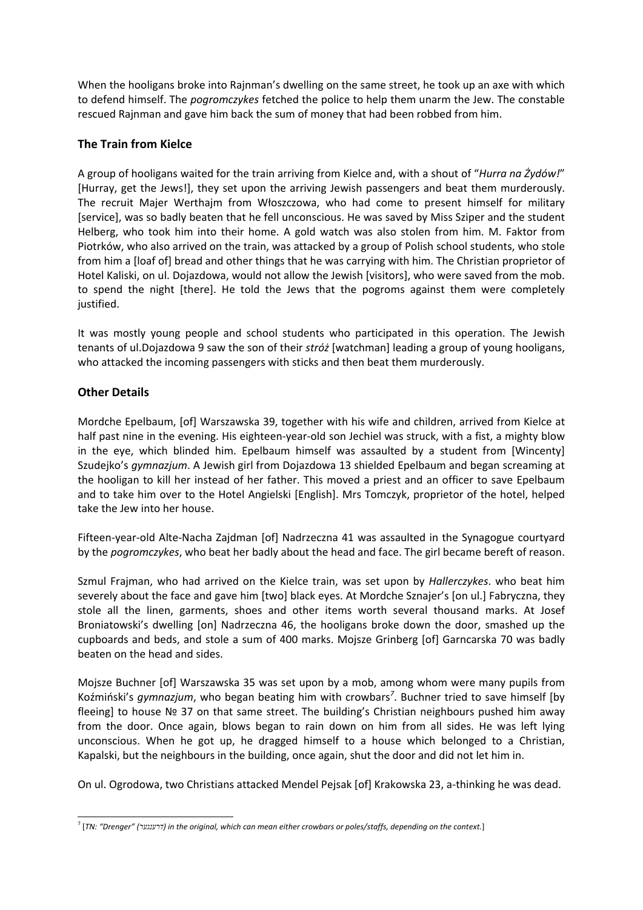When the hooligans broke into Rajnman's dwelling on the same street, he took up an axe with which to defend himself. The *pogromczykes* fetched the police to help them unarm the Jew. The constable rescued Rajnman and gave him back the sum of money that had been robbed from him.

## The Train from Kielce

A group of hooligans waited for the train arriving from Kielce and, with a shout of "*Hurra na Żydów!*" [Hurray, get the Jews!], they set upon the arriving Jewish passengers and beat them murderously. The recruit Majer Werthajm from Włoszczowa, who had come to present himself for military [service], was so badly beaten that he fell unconscious. He was saved by Miss Sziper and the student Helberg, who took him into their home. A gold watch was also stolen from him. M. Faktor from Piotrków, who also arrived on the train, was attacked by a group of Polish school students, who stole from him a [loaf of] bread and other things that he was carrying with him. The Christian proprietor of Hotel Kaliski, on ul. Dojazdowa, would not allow the Jewish [visitors], who were saved from the mob. to spend the night [there]. He told the Jews that the pogroms against them were completely justified.

It was mostly young people and school students who participated in this operation. The Jewish tenants of ul.Dojazdowa 9 saw the son of their *stróż* [watchman] leading a group of young hooligans, who attacked the incoming passengers with sticks and then beat them murderously.

## Other Details

Mordche Epelbaum, [of] Warszawska 39, together with his wife and children, arrived from Kielce at half past nine in the evening. His eighteen-year-old son Jechiel was struck, with a fist, a mighty blow in the eye, which blinded him. Epelbaum himself was assaulted by a student from [Wincenty] Szudejko's *gymnazjum*. A Jewish girl from Dojazdowa 13 shielded Epelbaum and began screaming at the hooligan to kill her instead of her father. This moved a priest and an officer to save Epelbaum and to take him over to the Hotel Angielski [English]. Mrs Tomczyk, proprietor of the hotel, helped take the Jew into her house.

Fifteen-year-old Alte-Nacha Zajdman [of] Nadrzeczna 41 was assaulted in the Synagogue courtyard by the *pogromczykes*, who beat her badly about the head and face. The girl became bereft of reason.

Szmul Frajman, who had arrived on the Kielce train, was set upon by *Hallerczykes*. who beat him severely about the face and gave him [two] black eyes. At Mordche Sznajer's [on ul.] Fabryczna, they stole all the linen, garments, shoes and other items worth several thousand marks. At Josef Broniatowski's dwelling [on] Nadrzeczna 46, the hooligans broke down the door, smashed up the cupboards and beds, and stole a sum of 400 marks. Mojsze Grinberg [of] Garncarska 70 was badly beaten on the head and sides.

Mojsze Buchner [of] Warszawska 35 was set upon by a mob, among whom were many pupils from Koźmiński's *gymnazjum*, who began beating him with crowbars[7]. Buchner tried to save himself [by fleeing] to house № 37 on that same street. The building's Christian neighbours pushed him away from the door. Once again, blows began to rain down on him from all sides. He was left lying unconscious. When he got up, he dragged himself to a house which belonged to a Christian, Kapalski, but the neighbours in the building, once again, shut the door and did not let him in.

On ul. Ogrodowa, two Christians attacked Mendel Pejsak [of] Krakowska 23, a-thinking he was dead.

---

[7] [*TN: "Drenger" (דרענגער) in the original, which can mean either crowbars or poles/staffs, depending on the context.*]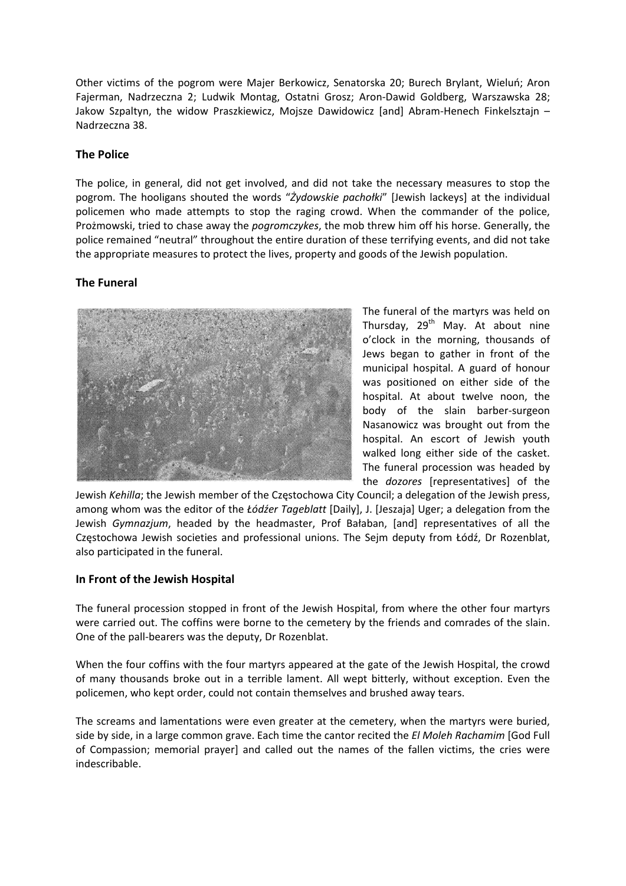Other victims of the pogrom were Majer Berkowicz, Senatorska 20; Burech Brylant, Wieluń; Aron Fajerman, Nadrzeczna 2; Ludwik Montag, Ostatni Grosz; Aron-Dawid Goldberg, Warszawska 28; Jakow Szpaltyn, the widow Praszkiewicz, Mojsze Dawidowicz [and] Abram-Henech Finkelsztajn – Nadrzeczna 38.

## The Police

The police, in general, did not get involved, and did not take the necessary measures to stop the pogrom. The hooligans shouted the words "*Żydowskie pachołki*" [Jewish lackeys] at the individual policemen who made attempts to stop the raging crowd. When the commander of the police, Prożmowski, tried to chase away the *pogromczykes*, the mob threw him off his horse. Generally, the police remained "neutral" throughout the entire duration of these terrifying events, and did not take the appropriate measures to protect the lives, property and goods of the Jewish population.

## The Funeral

The funeral of the martyrs was held on Thursday, 29th May. At about nine o'clock in the morning, thousands of Jews began to gather in front of the municipal hospital. A guard of honour was positioned on either side of the hospital. At about twelve noon, the body of the slain barber-surgeon Nasanowicz was brought out from the hospital. An escort of Jewish youth walked long either side of the casket. The funeral procession was headed by the *dozores* [representatives] of the Jewish *Kehilla*; the Jewish member of the Częstochowa City Council; a delegation of the Jewish press, among whom was the editor of the *Łódźer Tageblatt* [Daily], J. [Jeszaja] Uger; a delegation from the Jewish *Gymnazjum*, headed by the headmaster, Prof Bałaban, [and] representatives of all the Częstochowa Jewish societies and professional unions. The Sejm deputy from Łódź, Dr Rozenblat, also participated in the funeral.

## In Front of the Jewish Hospital

The funeral procession stopped in front of the Jewish Hospital, from where the other four martyrs were carried out. The coffins were borne to the cemetery by the friends and comrades of the slain. One of the pall-bearers was the deputy, Dr Rozenblat.

When the four coffins with the four martyrs appeared at the gate of the Jewish Hospital, the crowd of many thousands broke out in a terrible lament. All wept bitterly, without exception. Even the policemen, who kept order, could not contain themselves and brushed away tears.

The screams and lamentations were even greater at the cemetery, when the martyrs were buried, side by side, in a large common grave. Each time the cantor recited the *El Moleh Rachamim* [God Full of Compassion; memorial prayer] and called out the names of the fallen victims, the cries were indescribable.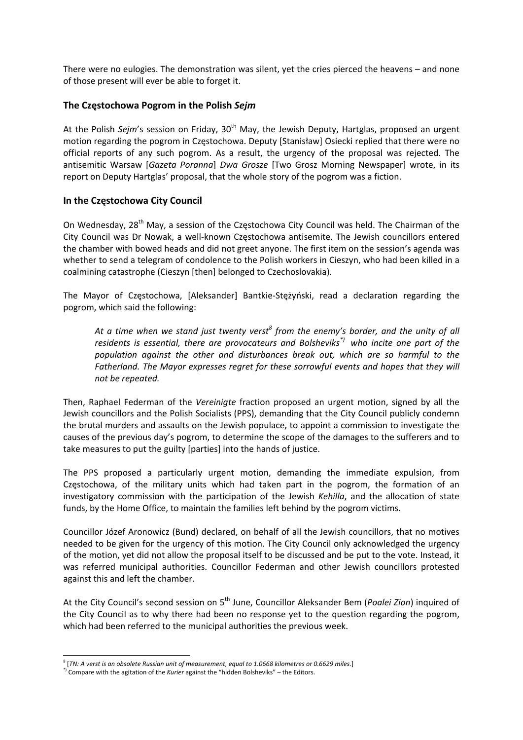There were no eulogies. The demonstration was silent, yet the cries pierced the heavens – and none of those present will ever be able to forget it.

### The Częstochowa Pogrom in the Polish *Sejm*

At the Polish *Sejm*'s session on Friday, 30th May, the Jewish Deputy, Hartglas, proposed an urgent motion regarding the pogrom in Częstochowa. Deputy [Stanisław] Osiecki replied that there were no official reports of any such pogrom. As a result, the urgency of the proposal was rejected. The antisemitic Warsaw [*Gazeta Poranna*] *Dwa Grosze* [Two Grosz Morning Newspaper] wrote, in its report on Deputy Hartglas' proposal, that the whole story of the pogrom was a fiction.

### In the Częstochowa City Council

On Wednesday, 28th May, a session of the Częstochowa City Council was held. The Chairman of the City Council was Dr Nowak, a well-known Częstochowa antisemite. The Jewish councillors entered the chamber with bowed heads and did not greet anyone. The first item on the session's agenda was whether to send a telegram of condolence to the Polish workers in Cieszyn, who had been killed in a coalmining catastrophe (Cieszyn [then] belonged to Czechoslovakia).

The Mayor of Częstochowa, [Aleksander] Bantkie-Stężyński, read a declaration regarding the pogrom, which said the following:

> *At a time when we stand just twenty verst[8] from the enemy's border, and the unity of all residents is essential, there are provocateurs and Bolsheviks[*)] who incite one part of the population against the other and disturbances break out, which are so harmful to the Fatherland. The Mayor expresses regret for these sorrowful events and hopes that they will not be repeated.*

Then, Raphael Federman of the *Vereinigte* fraction proposed an urgent motion, signed by all the Jewish councillors and the Polish Socialists (PPS), demanding that the City Council publicly condemn the brutal murders and assaults on the Jewish populace, to appoint a commission to investigate the causes of the previous day's pogrom, to determine the scope of the damages to the sufferers and to take measures to put the guilty [parties] into the hands of justice.

The PPS proposed a particularly urgent motion, demanding the immediate expulsion, from Częstochowa, of the military units which had taken part in the pogrom, the formation of an investigatory commission with the participation of the Jewish *Kehilla*, and the allocation of state funds, by the Home Office, to maintain the families left behind by the pogrom victims.

Councillor Józef Aronowicz (Bund) declared, on behalf of all the Jewish councillors, that no motives needed to be given for the urgency of this motion. The City Council only acknowledged the urgency of the motion, yet did not allow the proposal itself to be discussed and be put to the vote. Instead, it was referred municipal authorities. Councillor Federman and other Jewish councillors protested against this and left the chamber.

At the City Council's second session on 5th June, Councillor Aleksander Bem (*Poalei Zion*) inquired of the City Council as to why there had been no response yet to the question regarding the pogrom, which had been referred to the municipal authorities the previous week.

---

[8] [*TN: A verst is an obsolete Russian unit of measurement, equal to 1.0668 kilometres or 0.6629 miles.*]

[*)] Compare with the agitation of the *Kurier* against the "hidden Bolsheviks" – the Editors.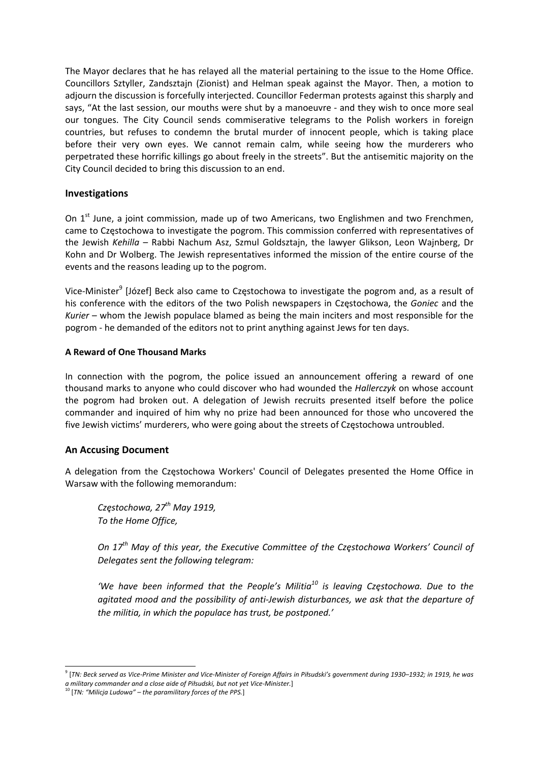The Mayor declares that he has relayed all the material pertaining to the issue to the Home Office. Councillors Sztyller, Zandsztajn (Zionist) and Helman speak against the Mayor. Then, a motion to adjourn the discussion is forcefully interjected. Councillor Federman protests against this sharply and says, "At the last session, our mouths were shut by a manoeuvre - and they wish to once more seal our tongues. The City Council sends commiserative telegrams to the Polish workers in foreign countries, but refuses to condemn the brutal murder of innocent people, which is taking place before their very own eyes. We cannot remain calm, while seeing how the murderers who perpetrated these horrific killings go about freely in the streets". But the antisemitic majority on the City Council decided to bring this discussion to an end.

## Investigations

On 1st June, a joint commission, made up of two Americans, two Englishmen and two Frenchmen, came to Częstochowa to investigate the pogrom. This commission conferred with representatives of the Jewish *Kehilla* – Rabbi Nachum Asz, Szmul Goldsztajn, the lawyer Glikson, Leon Wajnberg, Dr Kohn and Dr Wolberg. The Jewish representatives informed the mission of the entire course of the events and the reasons leading up to the pogrom.

Vice-Minister[9] [Józef] Beck also came to Częstochowa to investigate the pogrom and, as a result of his conference with the editors of the two Polish newspapers in Częstochowa, the *Goniec* and the *Kurier* – whom the Jewish populace blamed as being the main inciters and most responsible for the pogrom - he demanded of the editors not to print anything against Jews for ten days.

### A Reward of One Thousand Marks

In connection with the pogrom, the police issued an announcement offering a reward of one thousand marks to anyone who could discover who had wounded the *Hallerczyk* on whose account the pogrom had broken out. A delegation of Jewish recruits presented itself before the police commander and inquired of him why no prize had been announced for those who uncovered the five Jewish victims' murderers, who were going about the streets of Częstochowa untroubled.

## An Accusing Document

A delegation from the Częstochowa Workers' Council of Delegates presented the Home Office in Warsaw with the following memorandum:

> *Częstochowa, 27th May 1919,*
> *To the Home Office,*
>
> *On 17th May of this year, the Executive Committee of the Częstochowa Workers' Council of Delegates sent the following telegram:*
>
> *'We have been informed that the People's Militia[10] is leaving Częstochowa. Due to the agitated mood and the possibility of anti-Jewish disturbances, we ask that the departure of the militia, in which the populace has trust, be postponed.'*

---

[9] [*TN: Beck served as Vice-Prime Minister and Vice-Minister of Foreign Affairs in Piłsudski's government during 1930–1932; in 1919, he was a military commander and a close aide of Piłsudski, but not yet Vice-Minister.*]

[10] [*TN: "Milicja Ludowa" – the paramilitary forces of the PPS.*]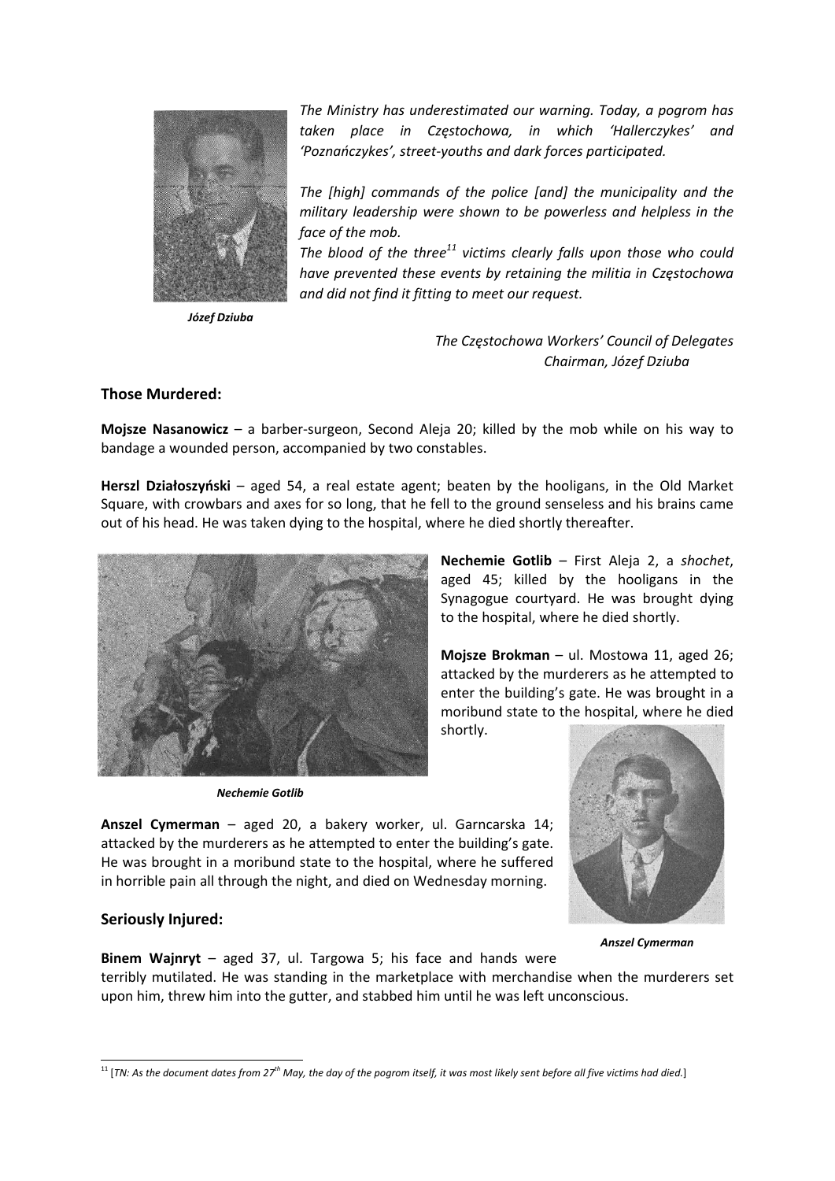*The Ministry has underestimated our warning. Today, a pogrom has taken place in Częstochowa, in which 'Hallerczykes' and 'Poznańczykes', street-youths and dark forces participated.*

*The [high] commands of the police [and] the municipality and the military leadership were shown to be powerless and helpless in the face of the mob.*

*The blood of the three[11] victims clearly falls upon those who could have prevented these events by retaining the militia in Częstochowa and did not find it fitting to meet our request.*

*Józef Dziuba*

*The Częstochowa Workers' Council of Delegates*
*Chairman, Józef Dziuba*

### Those Murdered:

**Mojsze Nasanowicz** – a barber-surgeon, Second Aleja 20; killed by the mob while on his way to bandage a wounded person, accompanied by two constables.

**Herszl Działoszyński** – aged 54, a real estate agent; beaten by the hooligans, in the Old Market Square, with crowbars and axes for so long, that he fell to the ground senseless and his brains came out of his head. He was taken dying to the hospital, where he died shortly thereafter.

**Nechemie Gotlib** – First Aleja 2, a *shochet*, aged 45; killed by the hooligans in the Synagogue courtyard. He was brought dying to the hospital, where he died shortly.

*Nechemie Gotlib*

**Mojsze Brokman** – ul. Mostowa 11, aged 26; attacked by the murderers as he attempted to enter the building's gate. He was brought in a moribund state to the hospital, where he died shortly.

**Anszel Cymerman** – aged 20, a bakery worker, ul. Garncarska 14; attacked by the murderers as he attempted to enter the building's gate. He was brought in a moribund state to the hospital, where he suffered in horrible pain all through the night, and died on Wednesday morning.

*Anszel Cymerman*

### Seriously Injured:

**Binem Wajnryt** – aged 37, ul. Targowa 5; his face and hands were terribly mutilated. He was standing in the marketplace with merchandise when the murderers set upon him, threw him into the gutter, and stabbed him until he was left unconscious.

---

[11] [*TN: As the document dates from 27th May, the day of the pogrom itself, it was most likely sent before all five victims had died.*]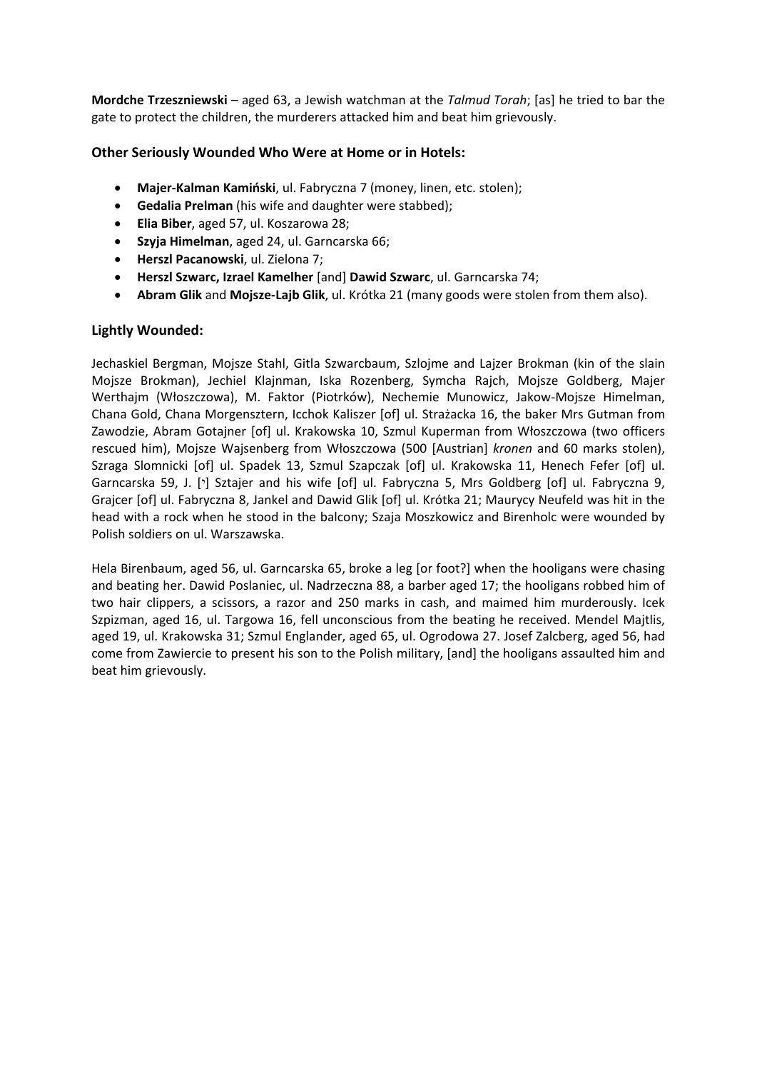**Mordche Trzeszniewski** – aged 63, a Jewish watchman at the *Talmud Torah*; [as] he tried to bar the gate to protect the children, the murderers attacked him and beat him grievously.

### Other Seriously Wounded Who Were at Home or in Hotels:

- **Majer-Kalman Kamiński**, ul. Fabryczna 7 (money, linen, etc. stolen);
- **Gedalia Prelman** (his wife and daughter were stabbed);
- **Elia Biber**, aged 57, ul. Koszarowa 28;
- **Szyja Himelman**, aged 24, ul. Garncarska 66;
- **Herszl Pacanowski**, ul. Zielona 7;
- **Herszl Szwarc, Izrael Kamelher** [and] **Dawid Szwarc**, ul. Garncarska 74;
- **Abram Glik** and **Mojsze-Lajb Glik**, ul. Krótka 21 (many goods were stolen from them also).

### Lightly Wounded:

Jechaskiel Bergman, Mojsze Stahl, Gitla Szwarcbaum, Szlojme and Lajzer Brokman (kin of the slain Mojsze Brokman), Jechiel Klajnman, Iska Rozenberg, Symcha Rajch, Mojsze Goldberg, Majer Werthajm (Włoszczowa), M. Faktor (Piotrków), Nechemie Munowicz, Jakow-Mojsze Himelman, Chana Gold, Chana Morgensztern, Icchok Kaliszer [of] ul. Strażacka 16, the baker Mrs Gutman from Zawodzie, Abram Gotajner [of] ul. Krakowska 10, Szmul Kuperman from Włoszczowa (two officers rescued him), Mojsze Wajsenberg from Włoszczowa (500 [Austrian] *kronen* and 60 marks stolen), Szraga Slomnicki [of] ul. Spadek 13, Szmul Szapczak [of] ul. Krakowska 11, Henech Fefer [of] ul. Garncarska 59, J. [ʾ] Sztajer and his wife [of] ul. Fabryczna 5, Mrs Goldberg [of] ul. Fabryczna 9, Grajcer [of] ul. Fabryczna 8, Jankel and Dawid Glik [of] ul. Krótka 21; Maurycy Neufeld was hit in the head with a rock when he stood in the balcony; Szaja Moszkowicz and Birenholc were wounded by Polish soldiers on ul. Warszawska.

Hela Birenbaum, aged 56, ul. Garncarska 65, broke a leg [or foot?] when the hooligans were chasing and beating her. Dawid Poslaniec, ul. Nadrzeczna 88, a barber aged 17; the hooligans robbed him of two hair clippers, a scissors, a razor and 250 marks in cash, and maimed him murderously. Icek Szpizman, aged 16, ul. Targowa 16, fell unconscious from the beating he received. Mendel Majtlis, aged 19, ul. Krakowska 31; Szmul Englander, aged 65, ul. Ogrodowa 27. Josef Zalcberg, aged 56, had come from Zawiercie to present his son to the Polish military, [and] the hooligans assaulted him and beat him grievously.